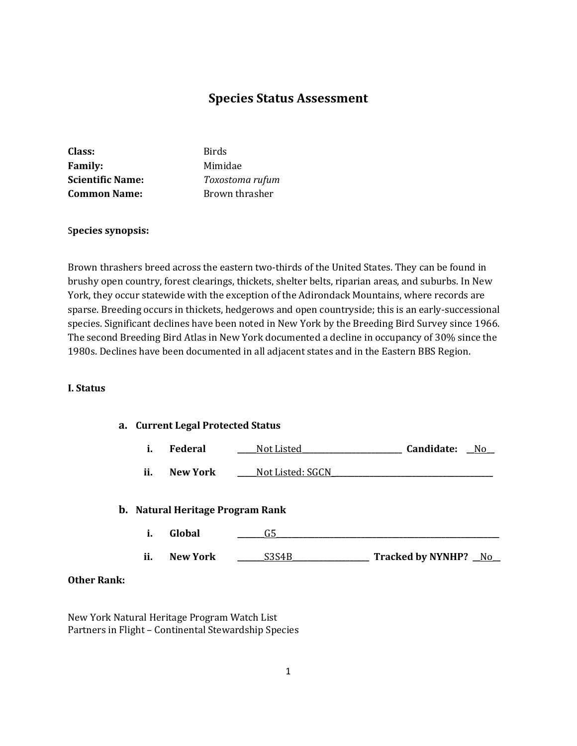# Species Status Assessment

**Class:** Birds
**Family:** Mimidae
**Scientific Name:** *Toxostoma rufum*
**Common Name:** Brown thrasher

**Species synopsis:**

Brown thrashers breed across the eastern two-thirds of the United States. They can be found in brushy open country, forest clearings, thickets, shelter belts, riparian areas, and suburbs. In New York, they occur statewide with the exception of the Adirondack Mountains, where records are sparse. Breeding occurs in thickets, hedgerows and open countryside; this is an early-successional species. Significant declines have been noted in New York by the Breeding Bird Survey since 1966. The second Breeding Bird Atlas in New York documented a decline in occupancy of 30% since the 1980s. Declines have been documented in all adjacent states and in the Eastern BBS Region.

## I. Status

### a. Current Legal Protected Status

i. **Federal** \_\_\_\_\_Not Listed\_\_\_\_\_\_\_\_\_\_\_\_\_\_\_\_\_\_\_\_\_\_\_\_\_\_ **Candidate:** \_\_No\_\_

ii. **New York** \_\_\_\_\_Not Listed: SGCN\_\_\_\_\_\_\_\_\_\_\_\_\_\_\_\_\_\_\_\_\_\_\_\_\_\_\_\_\_\_\_\_\_\_\_\_\_\_\_\_\_\_\_

### b. Natural Heritage Program Rank

i. **Global** \_\_\_\_\_\_\_G5\_\_\_\_\_\_\_\_\_\_\_\_\_\_\_\_\_\_\_\_\_\_\_\_\_\_\_\_\_\_\_\_\_\_\_\_\_\_\_\_\_\_\_\_\_\_\_\_\_\_\_\_\_\_\_\_\_\_\_

ii. **New York** \_\_\_\_\_\_\_S3S4B\_\_\_\_\_\_\_\_\_\_\_\_\_\_\_\_\_\_\_\_ **Tracked by NYNHP?** \_\_No\_\_

**Other Rank:**

New York Natural Heritage Program Watch List
Partners in Flight – Continental Stewardship Species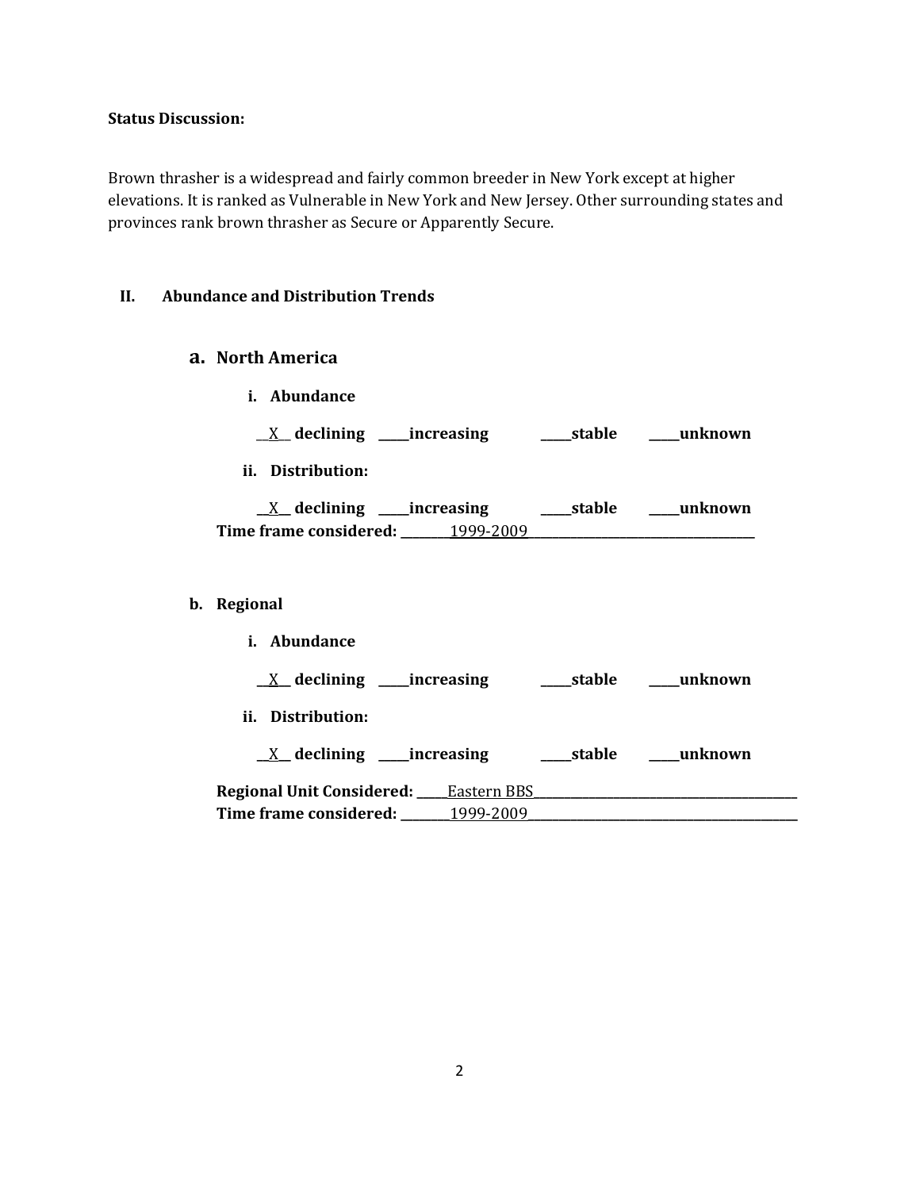**Status Discussion:**

Brown thrasher is a widespread and fairly common breeder in New York except at higher elevations. It is ranked as Vulnerable in New York and New Jersey. Other surrounding states and provinces rank brown thrasher as Secure or Apparently Secure.

## II. Abundance and Distribution Trends

### a. North America

**i. Abundance**

__X__ **declining** _____**increasing** _____**stable** _____**unknown**

**ii. Distribution:**

__X__ **declining** _____**increasing** _____**stable** _____**unknown**

**Time frame considered:** ________1999-2009________

### b. Regional

**i. Abundance**

__X__ **declining** _____**increasing** _____**stable** _____**unknown**

**ii. Distribution:**

__X__ **declining** _____**increasing** _____**stable** _____**unknown**

**Regional Unit Considered:** _____Eastern BBS________

**Time frame considered:** ________1999-2009________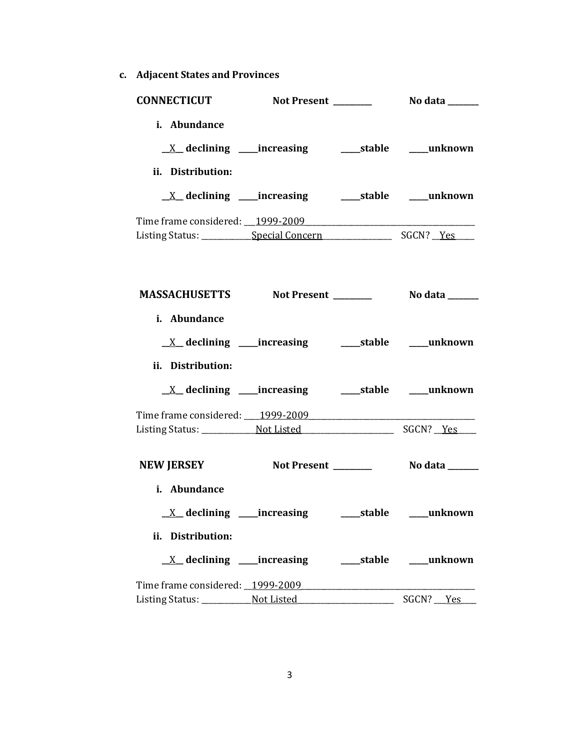**c. Adjacent States and Provinces**

**CONNECTICUT** **Not Present** ________ **No data** _______

**i. Abundance**

__X__ **declining** ____**increasing** ____**stable** ____**unknown**

**ii. Distribution:**

__X__ **declining** ____**increasing** ____**stable** ____**unknown**

Time frame considered: ___1999-2009___________________________________________
Listing Status: ____________Special Concern_________________ SGCN? __Yes_____

**MASSACHUSETTS** **Not Present** ________ **No data** _______

**i. Abundance**

__X__ **declining** ____**increasing** ____**stable** ____**unknown**

**ii. Distribution:**

__X__ **declining** ____**increasing** ____**stable** ____**unknown**

Time frame considered: ____1999-2009__________________________________________
Listing Status: _____________Not Listed______________________ SGCN? __Yes_____

**NEW JERSEY** **Not Present** ________ **No data** _______

**i. Abundance**

__X__ **declining** ____**increasing** ____**stable** ____**unknown**

**ii. Distribution:**

__X__ **declining** ____**increasing** ____**stable** ____**unknown**

Time frame considered: __1999-2009____________________________________________
Listing Status: ____________Not Listed_______________________ SGCN? ___Yes____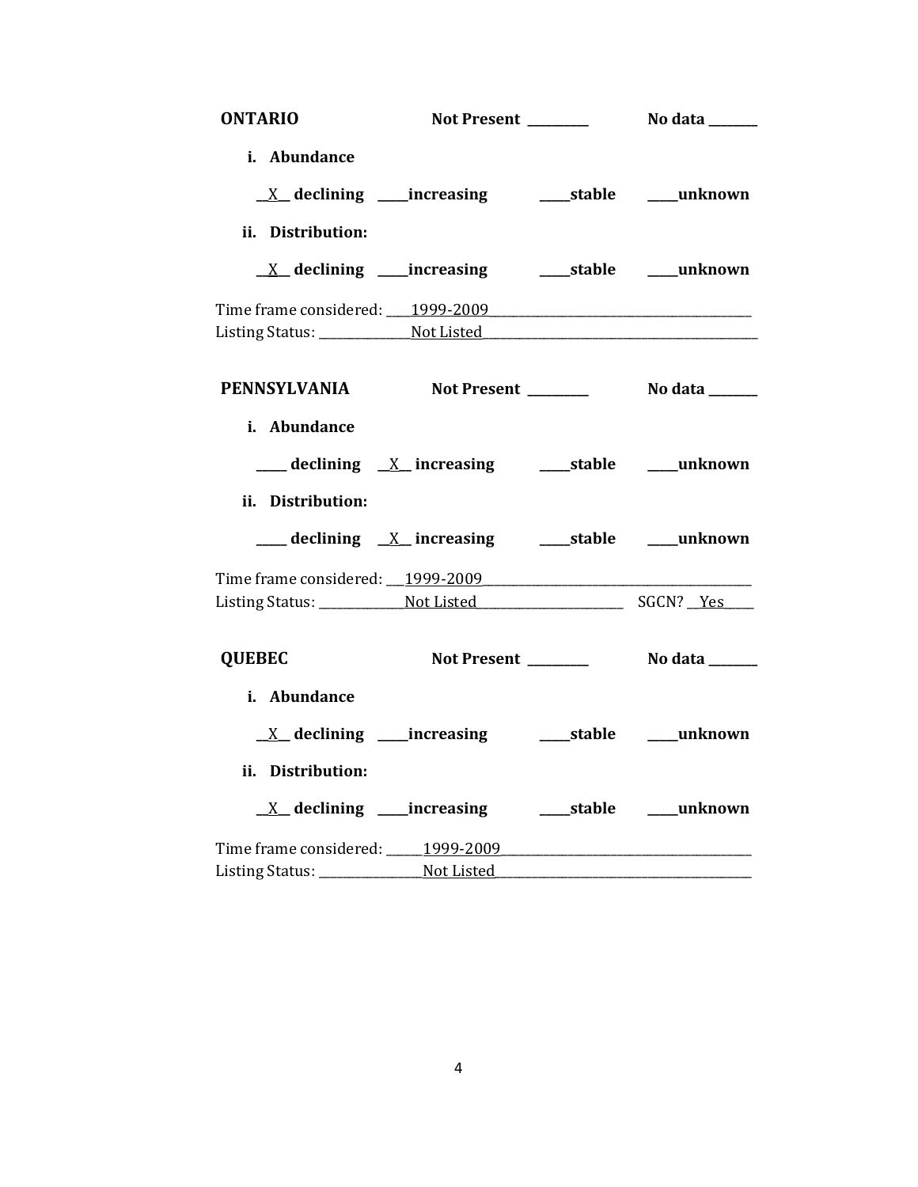**ONTARIO** **Not Present \_\_\_\_\_\_\_\_\_** **No data \_\_\_\_\_\_\_**

**i. Abundance**

\_\_X\_\_ **declining** \_\_\_\_\_**increasing** \_\_\_\_\_**stable** \_\_\_\_\_**unknown**

**ii. Distribution:**

\_\_X\_\_ **declining** \_\_\_\_\_**increasing** \_\_\_\_\_**stable** \_\_\_\_\_**unknown**

Time frame considered: \_\_\_\_1999-2009\_\_\_\_\_\_\_\_\_\_\_\_\_\_\_\_\_\_\_\_\_\_\_\_\_\_\_\_\_\_\_\_\_\_\_\_\_\_\_\_
Listing Status: \_\_\_\_\_\_\_\_\_\_\_\_\_\_Not Listed\_\_\_\_\_\_\_\_\_\_\_\_\_\_\_\_\_\_\_\_\_\_\_\_\_\_\_\_\_\_\_\_\_\_\_\_\_\_\_\_\_\_

**PENNSYLVANIA** **Not Present \_\_\_\_\_\_\_\_\_** **No data \_\_\_\_\_\_\_**

**i. Abundance**

\_\_\_\_\_ **declining** \_\_X\_\_ **increasing** \_\_\_\_\_**stable** \_\_\_\_\_**unknown**

**ii. Distribution:**

\_\_\_\_\_ **declining** \_\_X\_\_ **increasing** \_\_\_\_\_**stable** \_\_\_\_\_**unknown**

Time frame considered: \_\_\_1999-2009\_\_\_\_\_\_\_\_\_\_\_\_\_\_\_\_\_\_\_\_\_\_\_\_\_\_\_\_\_\_\_\_\_\_\_\_\_\_\_\_\_
Listing Status: \_\_\_\_\_\_\_\_\_\_\_\_\_Not Listed\_\_\_\_\_\_\_\_\_\_\_\_\_\_\_\_\_\_\_\_\_\_\_ SGCN? \_\_Yes\_\_\_\_\_

**QUEBEC** **Not Present \_\_\_\_\_\_\_\_\_** **No data \_\_\_\_\_\_\_**

**i. Abundance**

\_\_X\_\_ **declining** \_\_\_\_\_**increasing** \_\_\_\_\_**stable** \_\_\_\_\_**unknown**

**ii. Distribution:**

\_\_X\_\_ **declining** \_\_\_\_\_**increasing** \_\_\_\_\_**stable** \_\_\_\_\_**unknown**

Time frame considered: \_\_\_\_\_\_1999-2009\_\_\_\_\_\_\_\_\_\_\_\_\_\_\_\_\_\_\_\_\_\_\_\_\_\_\_\_\_\_\_\_\_\_\_\_\_\_\_
Listing Status: \_\_\_\_\_\_\_\_\_\_\_\_\_\_\_\_Not Listed\_\_\_\_\_\_\_\_\_\_\_\_\_\_\_\_\_\_\_\_\_\_\_\_\_\_\_\_\_\_\_\_\_\_\_\_\_\_\_\_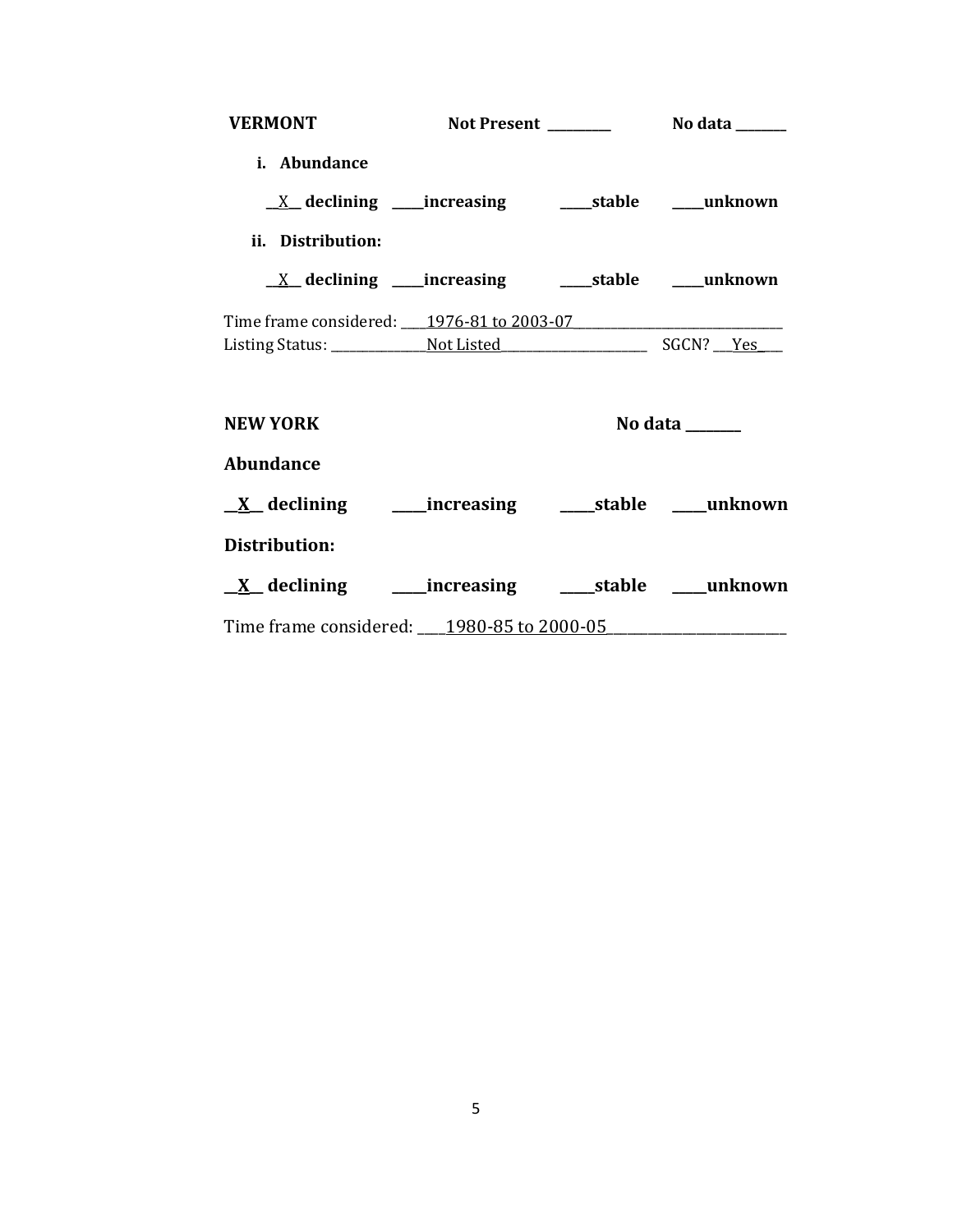**VERMONT** **Not Present** ________ **No data** ______

**i. Abundance**

__X__ **declining** ____**increasing** ____**stable** ____**unknown**

**ii. Distribution:**

__X__ **declining** ____**increasing** ____**stable** ____**unknown**

Time frame considered: ____1976-81 to 2003-07______________________________
Listing Status: ______________Not Listed_____________________ SGCN? ___Yes___

**NEW YORK** **No data** ________

**Abundance**

__**X**__ **declining** ____**increasing** ____**stable** ____**unknown**

**Distribution:**

__**X**__ **declining** ____**increasing** ____**stable** ____**unknown**

Time frame considered: ____1980-85 to 2000-05__________________________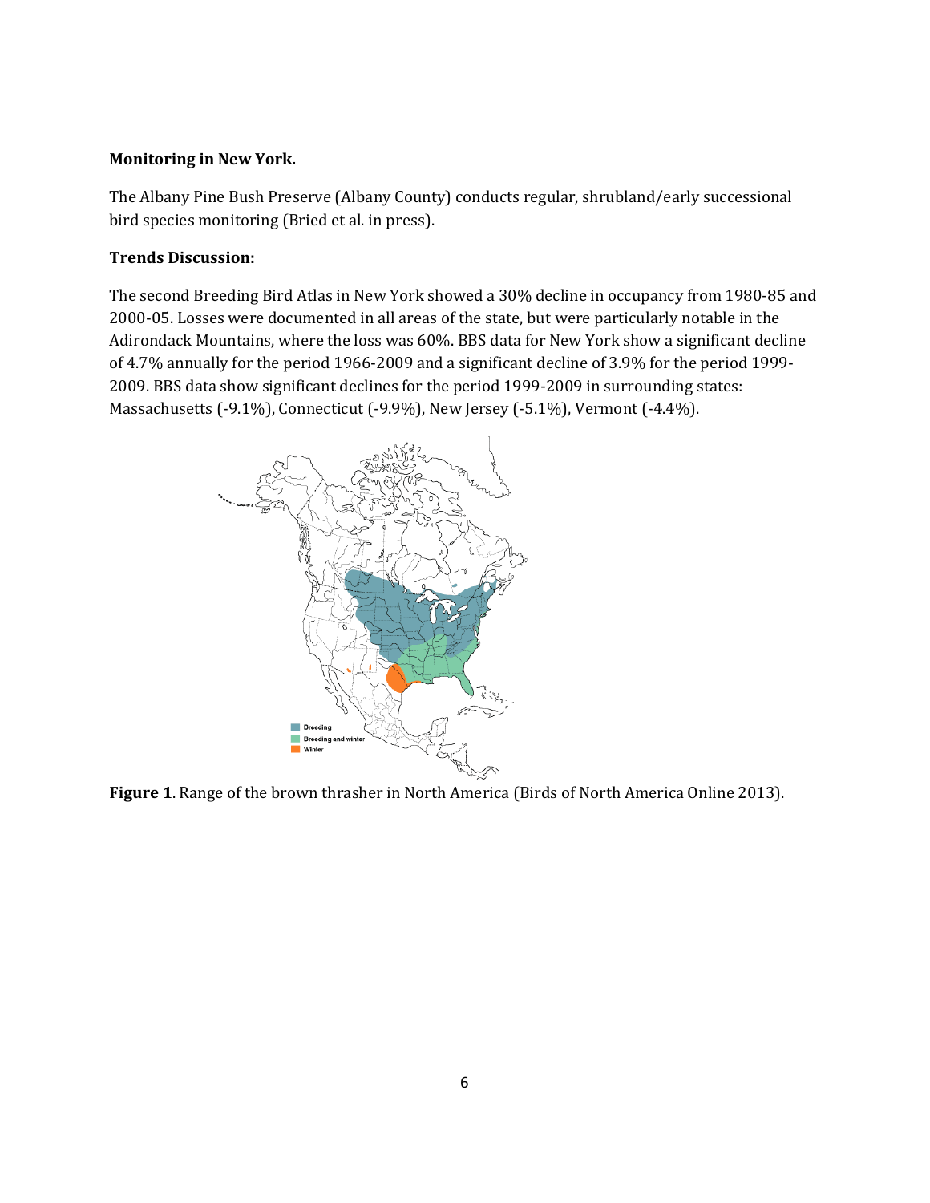**Monitoring in New York.**

The Albany Pine Bush Preserve (Albany County) conducts regular, shrubland/early successional bird species monitoring (Bried et al. in press).

**Trends Discussion:**

The second Breeding Bird Atlas in New York showed a 30% decline in occupancy from 1980-85 and 2000-05. Losses were documented in all areas of the state, but were particularly notable in the Adirondack Mountains, where the loss was 60%. BBS data for New York show a significant decline of 4.7% annually for the period 1966-2009 and a significant decline of 3.9% for the period 1999-2009. BBS data show significant declines for the period 1999-2009 in surrounding states: Massachusetts (-9.1%), Connecticut (-9.9%), New Jersey (-5.1%), Vermont (-4.4%).

**Figure 1**. Range of the brown thrasher in North America (Birds of North America Online 2013).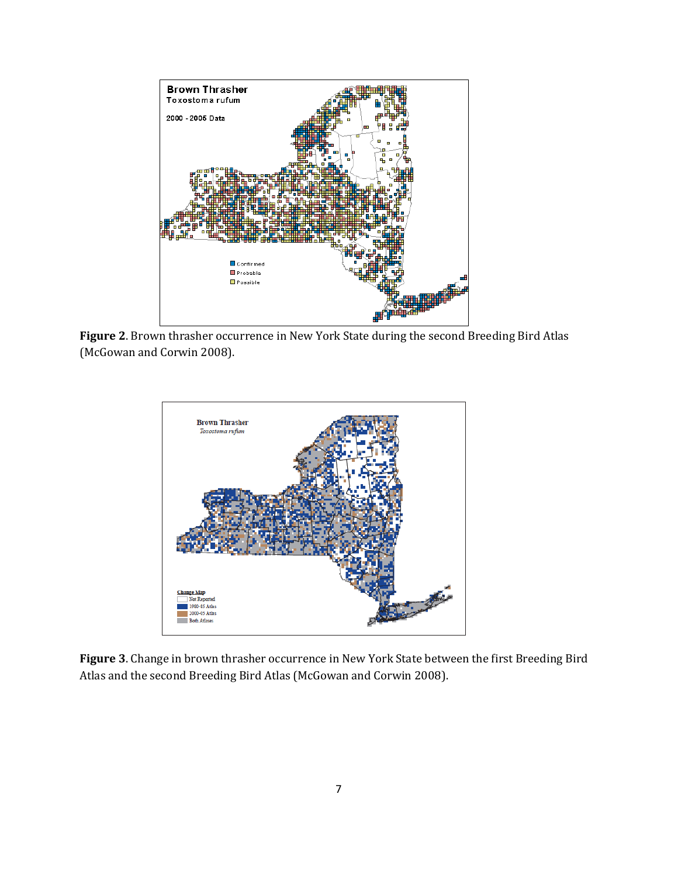**Figure 2**. Brown thrasher occurrence in New York State during the second Breeding Bird Atlas (McGowan and Corwin 2008).

**Figure 3**. Change in brown thrasher occurrence in New York State between the first Breeding Bird Atlas and the second Breeding Bird Atlas (McGowan and Corwin 2008).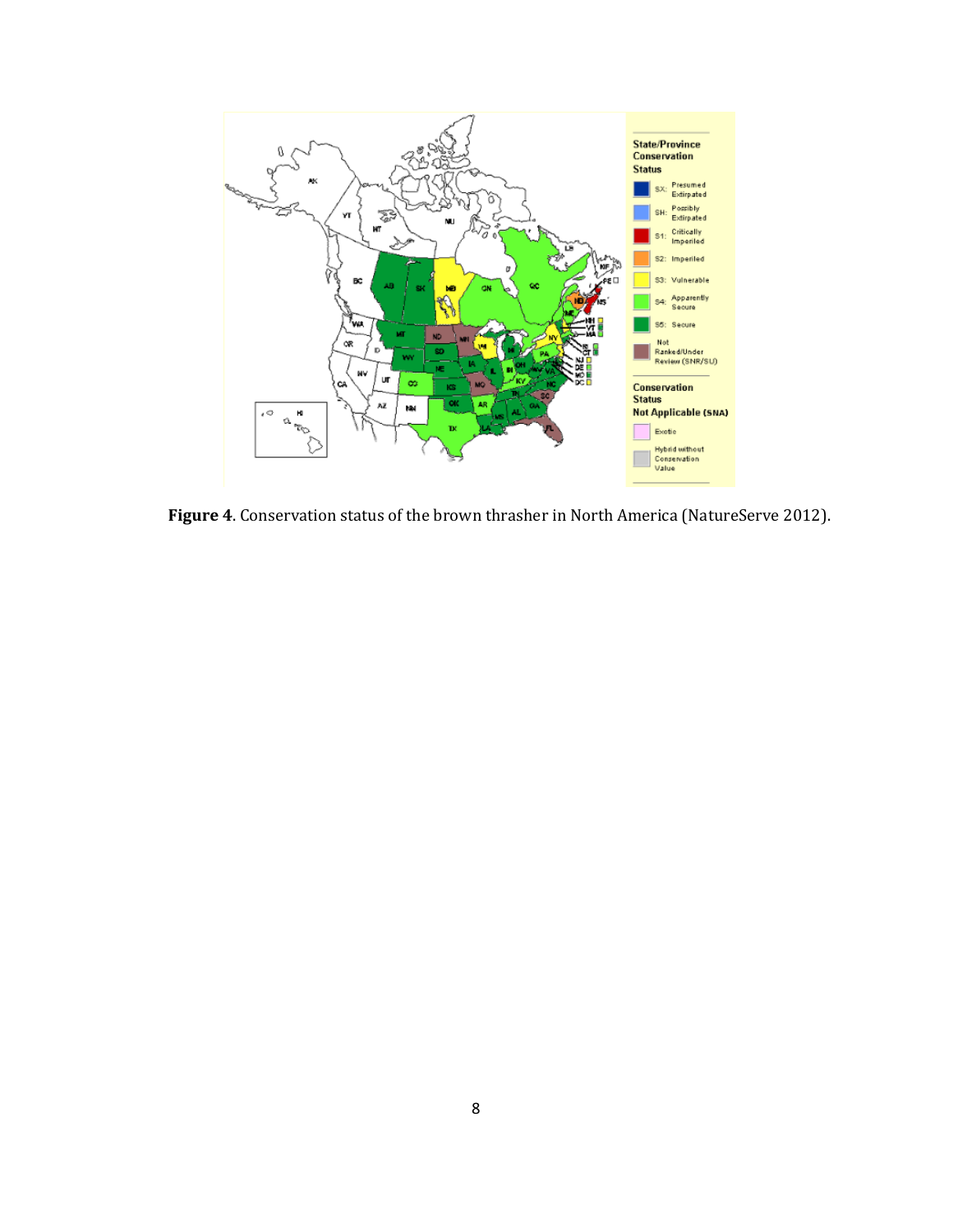**Figure 4**. Conservation status of the brown thrasher in North America (NatureServe 2012).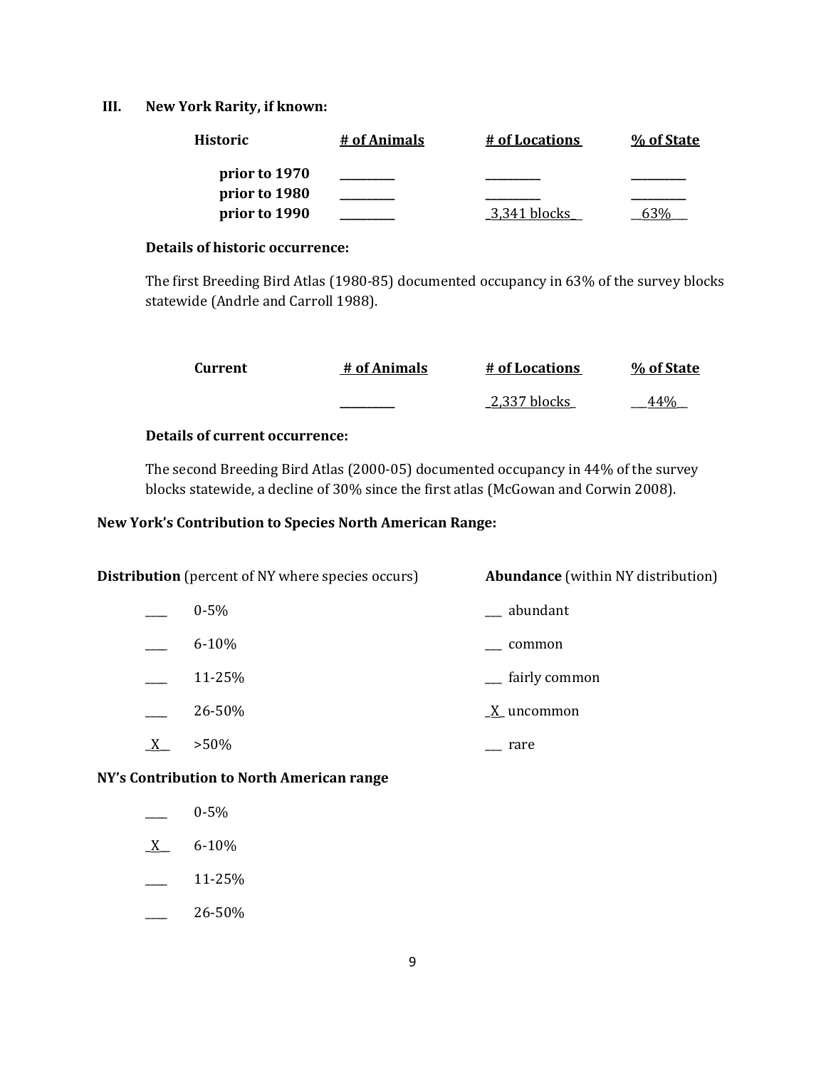### III. New York Rarity, if known:

| Historic | # of Animals | # of Locations | % of State |
|---|---|---|---|
| prior to 1970 | ________ | ________ | ________ |
| prior to 1980 | ________ | ________ | ________ |
| prior to 1990 | ________ | 3,341 blocks | 63% |

**Details of historic occurrence:**

The first Breeding Bird Atlas (1980-85) documented occupancy in 63% of the survey blocks statewide (Andrle and Carroll 1988).

| Current | # of Animals | # of Locations | % of State |
|---|---|---|---|
| | ________ | 2,337 blocks | 44% |

**Details of current occurrence:**

The second Breeding Bird Atlas (2000-05) documented occupancy in 44% of the survey blocks statewide, a decline of 30% since the first atlas (McGowan and Corwin 2008).

**New York's Contribution to Species North American Range:**

| **Distribution** (percent of NY where species occurs) | | **Abundance** (within NY distribution) |
|---|---|---|
| ____ | 0-5% | ___ abundant |
| ____ | 6-10% | ___ common |
| ____ | 11-25% | ___ fairly common |
| ____ | 26-50% | _X_ uncommon |
| _X_ | >50% | ___ rare |

**NY's Contribution to North American range**

____ 0-5%

_X_ 6-10%

____ 11-25%

____ 26-50%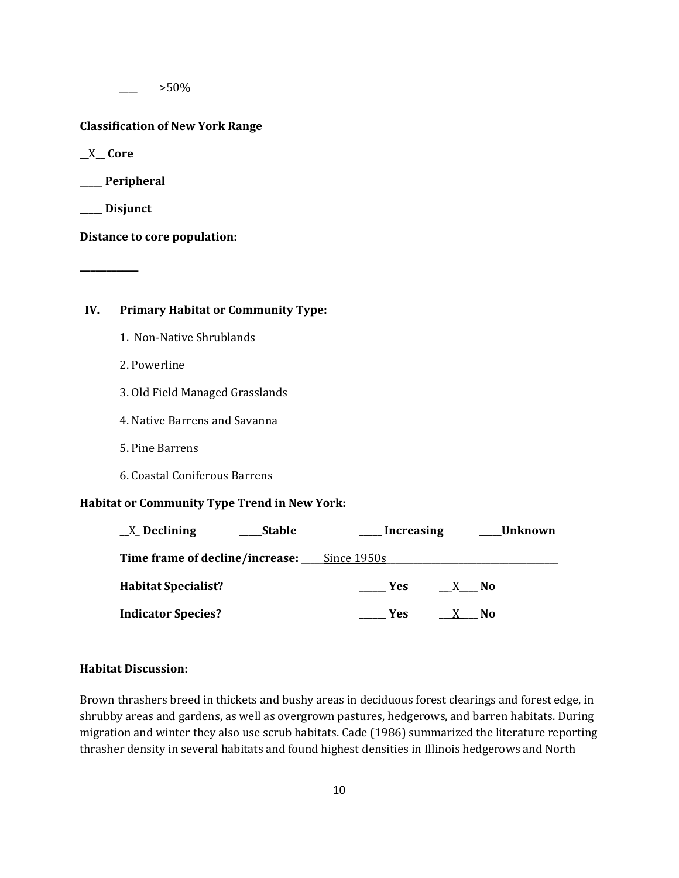\_\_\_\_ >50%

**Classification of New York Range**

\_\_X\_\_ **Core**

\_\_\_\_\_ **Peripheral**

\_\_\_\_\_ **Disjunct**

**Distance to core population:**

\_\_\_\_\_\_\_\_\_\_\_\_

## IV. Primary Habitat or Community Type:

1. Non-Native Shrublands
2. Powerline
3. Old Field Managed Grasslands
4. Native Barrens and Savanna
5. Pine Barrens
6. Coastal Coniferous Barrens

**Habitat or Community Type Trend in New York:**

\_\_X\_ **Declining** \_\_\_\_\_**Stable** \_\_\_\_\_ **Increasing** \_\_\_\_\_**Unknown**

**Time frame of decline/increase:** \_\_\_\_\_Since 1950s\_\_\_\_\_\_\_\_\_\_\_\_\_\_\_\_\_\_\_\_\_\_\_\_\_\_\_\_\_\_\_\_\_\_\_\_

**Habitat Specialist?** \_\_\_\_\_\_ **Yes** \_\_\_X\_\_\_\_ **No**

**Indicator Species?** \_\_\_\_\_\_ **Yes** \_\_\_X\_\_\_\_ **No**

**Habitat Discussion:**

Brown thrashers breed in thickets and bushy areas in deciduous forest clearings and forest edge, in shrubby areas and gardens, as well as overgrown pastures, hedgerows, and barren habitats. During migration and winter they also use scrub habitats. Cade (1986) summarized the literature reporting thrasher density in several habitats and found highest densities in Illinois hedgerows and North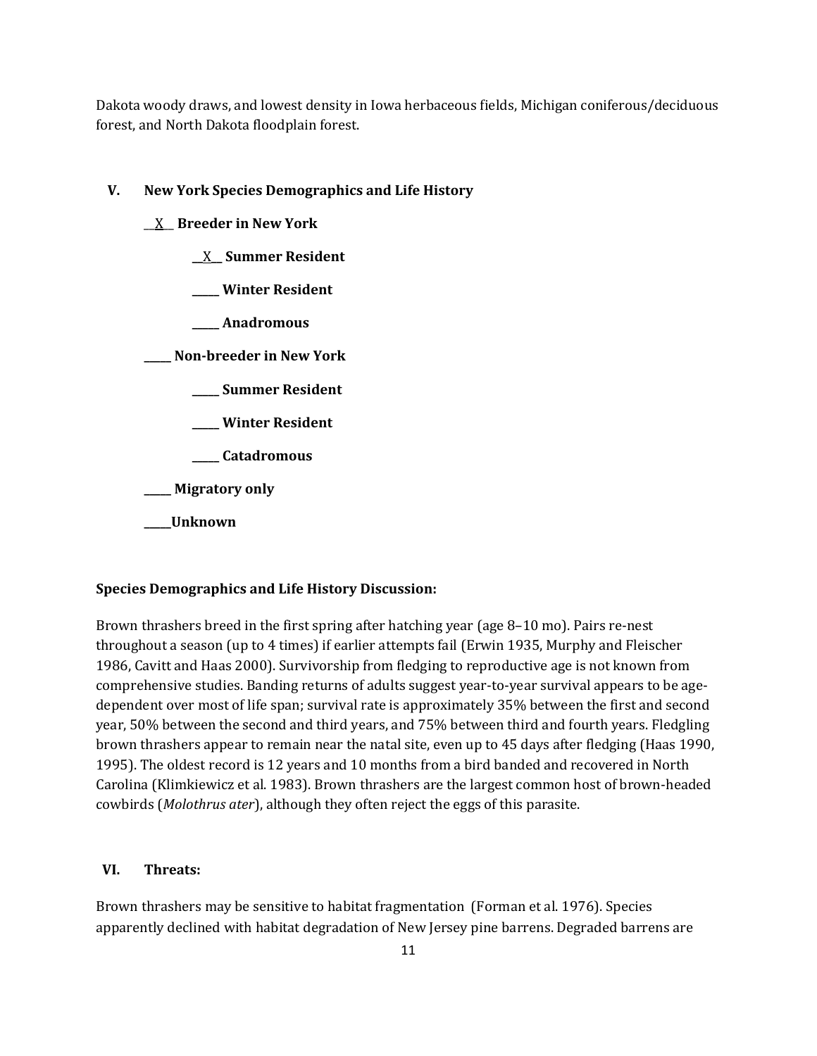Dakota woody draws, and lowest density in Iowa herbaceous fields, Michigan coniferous/deciduous forest, and North Dakota floodplain forest.

## V. New York Species Demographics and Life History

__X__ **Breeder in New York**

- __X__ **Summer Resident**
- _____ **Winter Resident**
- _____ **Anadromous**

_____ **Non-breeder in New York**

- _____ **Summer Resident**
- _____ **Winter Resident**
- _____ **Catadromous**

_____ **Migratory only**

_____**Unknown**

**Species Demographics and Life History Discussion:**

Brown thrashers breed in the first spring after hatching year (age 8–10 mo). Pairs re-nest throughout a season (up to 4 times) if earlier attempts fail (Erwin 1935, Murphy and Fleischer 1986, Cavitt and Haas 2000). Survivorship from fledging to reproductive age is not known from comprehensive studies. Banding returns of adults suggest year-to-year survival appears to be age-dependent over most of life span; survival rate is approximately 35% between the first and second year, 50% between the second and third years, and 75% between third and fourth years. Fledgling brown thrashers appear to remain near the natal site, even up to 45 days after fledging (Haas 1990, 1995). The oldest record is 12 years and 10 months from a bird banded and recovered in North Carolina (Klimkiewicz et al. 1983). Brown thrashers are the largest common host of brown-headed cowbirds (*Molothrus ater*), although they often reject the eggs of this parasite.

## VI. Threats:

Brown thrashers may be sensitive to habitat fragmentation (Forman et al. 1976). Species apparently declined with habitat degradation of New Jersey pine barrens. Degraded barrens are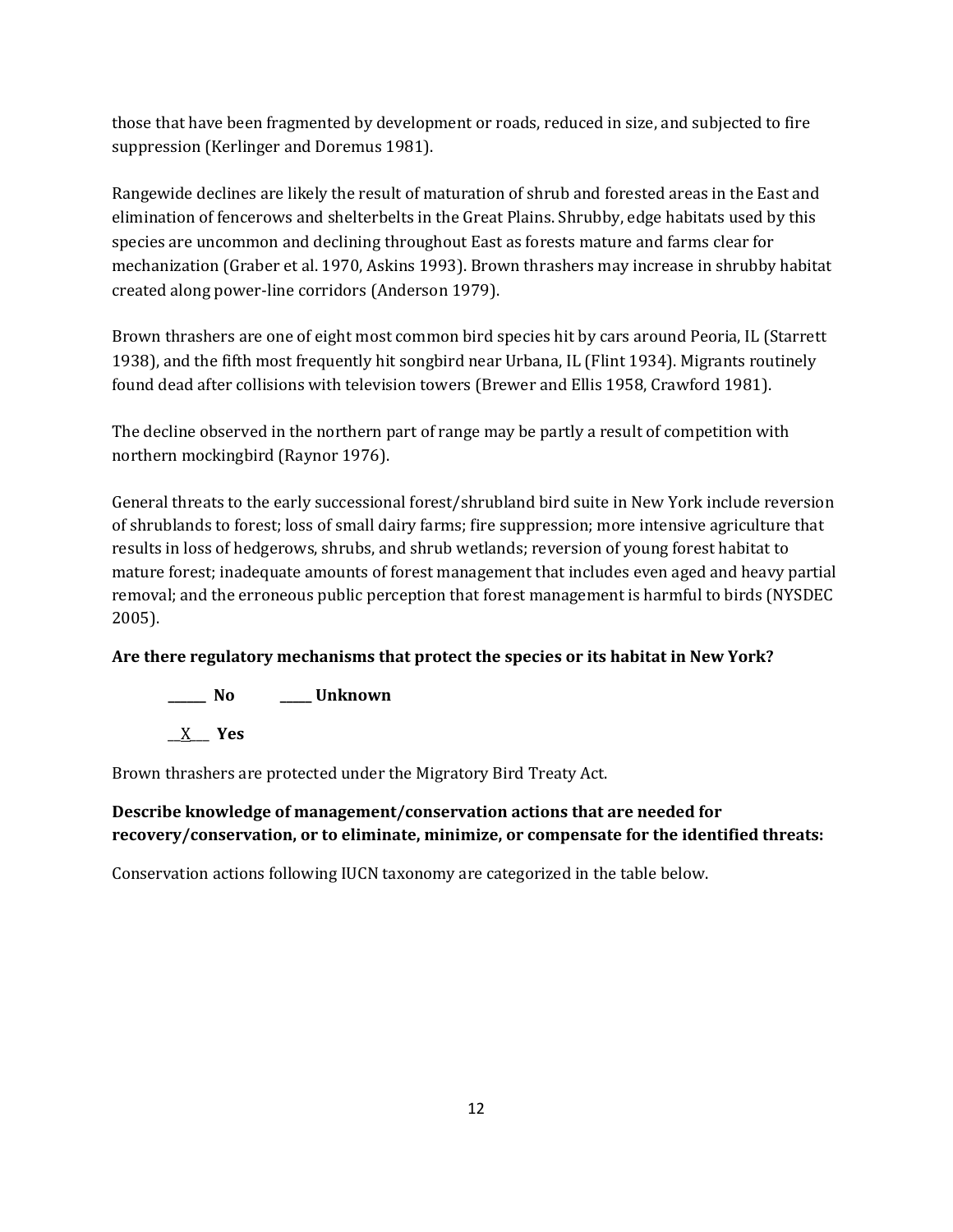those that have been fragmented by development or roads, reduced in size, and subjected to fire suppression (Kerlinger and Doremus 1981).

Rangewide declines are likely the result of maturation of shrub and forested areas in the East and elimination of fencerows and shelterbelts in the Great Plains. Shrubby, edge habitats used by this species are uncommon and declining throughout East as forests mature and farms clear for mechanization (Graber et al. 1970, Askins 1993). Brown thrashers may increase in shrubby habitat created along power-line corridors (Anderson 1979).

Brown thrashers are one of eight most common bird species hit by cars around Peoria, IL (Starrett 1938), and the fifth most frequently hit songbird near Urbana, IL (Flint 1934). Migrants routinely found dead after collisions with television towers (Brewer and Ellis 1958, Crawford 1981).

The decline observed in the northern part of range may be partly a result of competition with northern mockingbird (Raynor 1976).

General threats to the early successional forest/shrubland bird suite in New York include reversion of shrublands to forest; loss of small dairy farms; fire suppression; more intensive agriculture that results in loss of hedgerows, shrubs, and shrub wetlands; reversion of young forest habitat to mature forest; inadequate amounts of forest management that includes even aged and heavy partial removal; and the erroneous public perception that forest management is harmful to birds (NYSDEC 2005).

**Are there regulatory mechanisms that protect the species or its habitat in New York?**

**______ No** **_____ Unknown**

__X___ **Yes**

Brown thrashers are protected under the Migratory Bird Treaty Act.

**Describe knowledge of management/conservation actions that are needed for recovery/conservation, or to eliminate, minimize, or compensate for the identified threats:**

Conservation actions following IUCN taxonomy are categorized in the table below.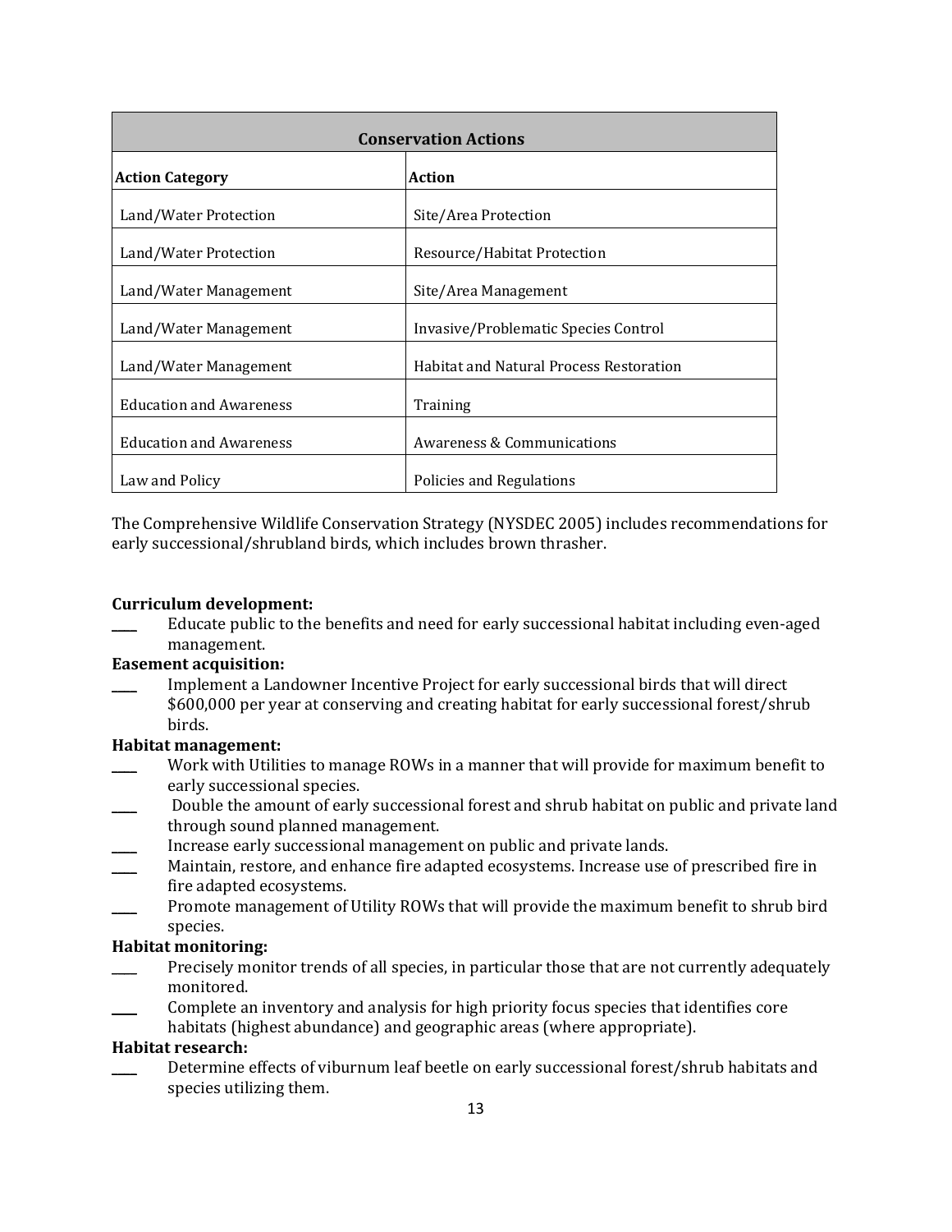| Conservation Actions | |
|---|---|
| **Action Category** | **Action** |
| Land/Water Protection | Site/Area Protection |
| Land/Water Protection | Resource/Habitat Protection |
| Land/Water Management | Site/Area Management |
| Land/Water Management | Invasive/Problematic Species Control |
| Land/Water Management | Habitat and Natural Process Restoration |
| Education and Awareness | Training |
| Education and Awareness | Awareness & Communications |
| Law and Policy | Policies and Regulations |

The Comprehensive Wildlife Conservation Strategy (NYSDEC 2005) includes recommendations for early successional/shrubland birds, which includes brown thrasher.

**Curriculum development:**

____ Educate public to the benefits and need for early successional habitat including even-aged management.

**Easement acquisition:**

____ Implement a Landowner Incentive Project for early successional birds that will direct $600,000 per year at conserving and creating habitat for early successional forest/shrub birds.

**Habitat management:**

____ Work with Utilities to manage ROWs in a manner that will provide for maximum benefit to early successional species.

____ Double the amount of early successional forest and shrub habitat on public and private land through sound planned management.

____ Increase early successional management on public and private lands.

____ Maintain, restore, and enhance fire adapted ecosystems. Increase use of prescribed fire in fire adapted ecosystems.

____ Promote management of Utility ROWs that will provide the maximum benefit to shrub bird species.

**Habitat monitoring:**

____ Precisely monitor trends of all species, in particular those that are not currently adequately monitored.

____ Complete an inventory and analysis for high priority focus species that identifies core habitats (highest abundance) and geographic areas (where appropriate).

**Habitat research:**

____ Determine effects of viburnum leaf beetle on early successional forest/shrub habitats and species utilizing them.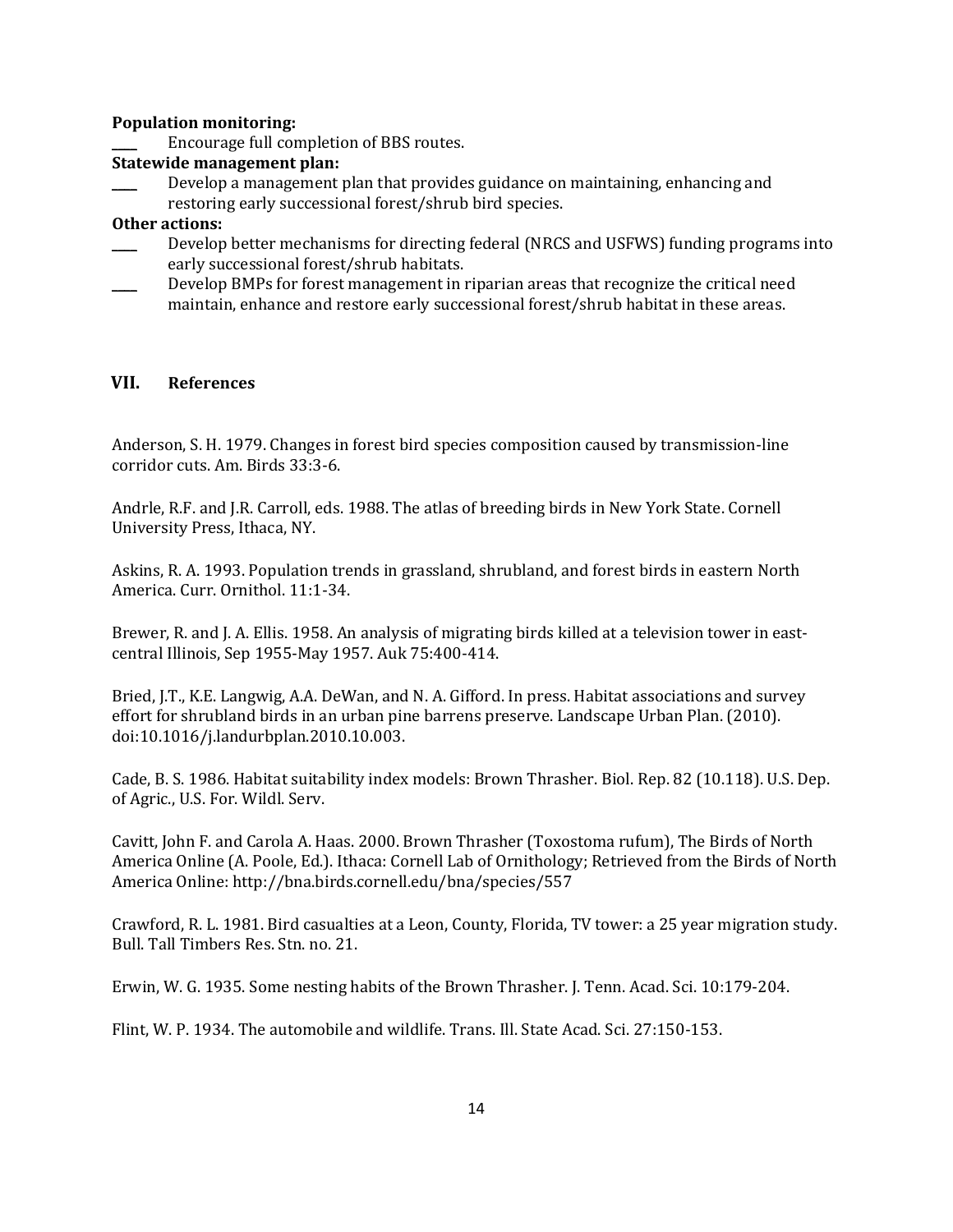**Population monitoring:**

____ Encourage full completion of BBS routes.

**Statewide management plan:**

____ Develop a management plan that provides guidance on maintaining, enhancing and restoring early successional forest/shrub bird species.

**Other actions:**

____ Develop better mechanisms for directing federal (NRCS and USFWS) funding programs into early successional forest/shrub habitats.

____ Develop BMPs for forest management in riparian areas that recognize the critical need maintain, enhance and restore early successional forest/shrub habitat in these areas.

## VII. References

Anderson, S. H. 1979. Changes in forest bird species composition caused by transmission-line corridor cuts. Am. Birds 33:3-6.

Andrle, R.F. and J.R. Carroll, eds. 1988. The atlas of breeding birds in New York State. Cornell University Press, Ithaca, NY.

Askins, R. A. 1993. Population trends in grassland, shrubland, and forest birds in eastern North America. Curr. Ornithol. 11:1-34.

Brewer, R. and J. A. Ellis. 1958. An analysis of migrating birds killed at a television tower in east-central Illinois, Sep 1955-May 1957. Auk 75:400-414.

Bried, J.T., K.E. Langwig, A.A. DeWan, and N. A. Gifford. In press. Habitat associations and survey effort for shrubland birds in an urban pine barrens preserve. Landscape Urban Plan. (2010). doi:10.1016/j.landurbplan.2010.10.003.

Cade, B. S. 1986. Habitat suitability index models: Brown Thrasher. Biol. Rep. 82 (10.118). U.S. Dep. of Agric., U.S. For. Wildl. Serv.

Cavitt, John F. and Carola A. Haas. 2000. Brown Thrasher (Toxostoma rufum), The Birds of North America Online (A. Poole, Ed.). Ithaca: Cornell Lab of Ornithology; Retrieved from the Birds of North America Online: http://bna.birds.cornell.edu/bna/species/557

Crawford, R. L. 1981. Bird casualties at a Leon, County, Florida, TV tower: a 25 year migration study. Bull. Tall Timbers Res. Stn. no. 21.

Erwin, W. G. 1935. Some nesting habits of the Brown Thrasher. J. Tenn. Acad. Sci. 10:179-204.

Flint, W. P. 1934. The automobile and wildlife. Trans. Ill. State Acad. Sci. 27:150-153.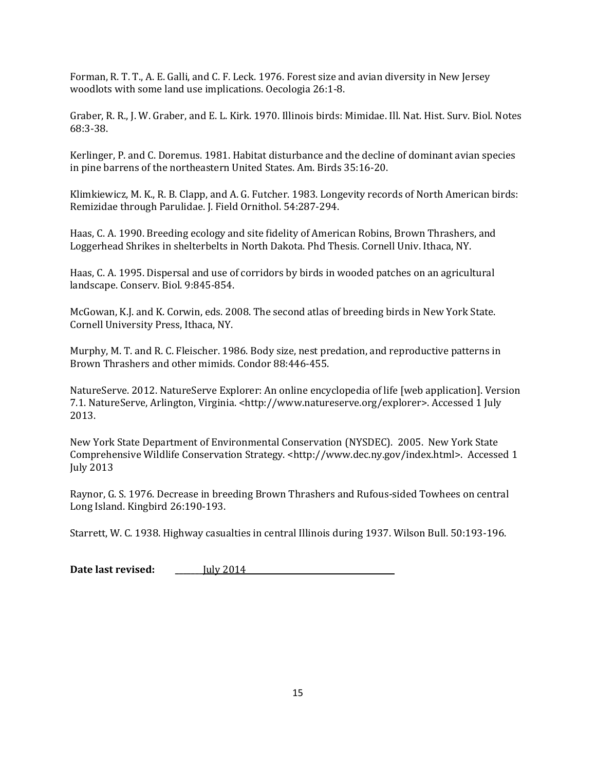Forman, R. T. T., A. E. Galli, and C. F. Leck. 1976. Forest size and avian diversity in New Jersey woodlots with some land use implications. Oecologia 26:1-8.

Graber, R. R., J. W. Graber, and E. L. Kirk. 1970. Illinois birds: Mimidae. Ill. Nat. Hist. Surv. Biol. Notes 68:3-38.

Kerlinger, P. and C. Doremus. 1981. Habitat disturbance and the decline of dominant avian species in pine barrens of the northeastern United States. Am. Birds 35:16-20.

Klimkiewicz, M. K., R. B. Clapp, and A. G. Futcher. 1983. Longevity records of North American birds: Remizidae through Parulidae. J. Field Ornithol. 54:287-294.

Haas, C. A. 1990. Breeding ecology and site fidelity of American Robins, Brown Thrashers, and Loggerhead Shrikes in shelterbelts in North Dakota. Phd Thesis. Cornell Univ. Ithaca, NY.

Haas, C. A. 1995. Dispersal and use of corridors by birds in wooded patches on an agricultural landscape. Conserv. Biol. 9:845-854.

McGowan, K.J. and K. Corwin, eds. 2008. The second atlas of breeding birds in New York State. Cornell University Press, Ithaca, NY.

Murphy, M. T. and R. C. Fleischer. 1986. Body size, nest predation, and reproductive patterns in Brown Thrashers and other mimids. Condor 88:446-455.

NatureServe. 2012. NatureServe Explorer: An online encyclopedia of life [web application]. Version 7.1. NatureServe, Arlington, Virginia. <http://www.natureserve.org/explorer>. Accessed 1 July 2013.

New York State Department of Environmental Conservation (NYSDEC). 2005. New York State Comprehensive Wildlife Conservation Strategy. <http://www.dec.ny.gov/index.html>. Accessed 1 July 2013

Raynor, G. S. 1976. Decrease in breeding Brown Thrashers and Rufous-sided Towhees on central Long Island. Kingbird 26:190-193.

Starrett, W. C. 1938. Highway casualties in central Illinois during 1937. Wilson Bull. 50:193-196.

**Date last revised:** July 2014